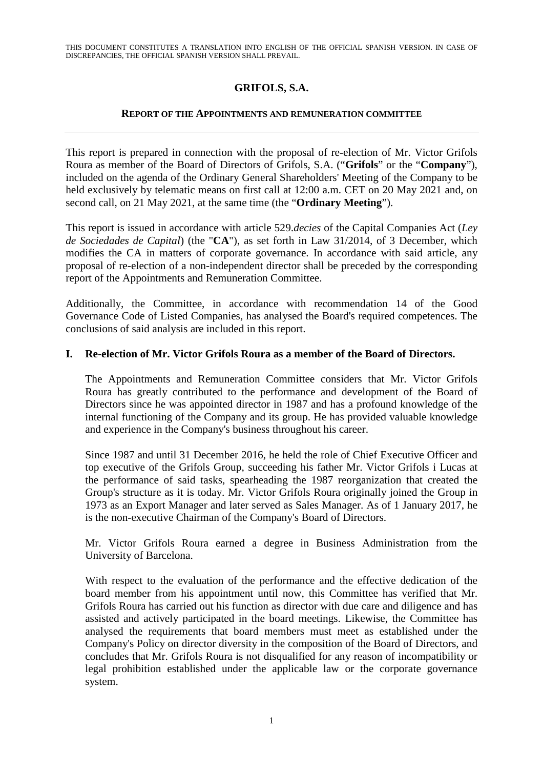THIS DOCUMENT CONSTITUTES A TRANSLATION INTO ENGLISH OF THE OFFICIAL SPANISH VERSION. IN CASE OF DISCREPANCIES, THE OFFICIAL SPANISH VERSION SHALL PREVAIL.

# GRIFOLS, S.A.

## REPORT OF THE APPOINTMENTS AND REMUNERATION COMMITTEE

---

This report is prepared in connection with the proposal of re-election of Mr. Victor Grifols Roura as member of the Board of Directors of Grifols, S.A. ("**Grifols**" or the "**Company**"), included on the agenda of the Ordinary General Shareholders' Meeting of the Company to be held exclusively by telematic means on first call at 12:00 a.m. CET on 20 May 2021 and, on second call, on 21 May 2021, at the same time (the "**Ordinary Meeting**").

This report is issued in accordance with article 529.*decies* of the Capital Companies Act (*Ley de Sociedades de Capital*) (the "**CA**"), as set forth in Law 31/2014, of 3 December, which modifies the CA in matters of corporate governance. In accordance with said article, any proposal of re-election of a non-independent director shall be preceded by the corresponding report of the Appointments and Remuneration Committee.

Additionally, the Committee, in accordance with recommendation 14 of the Good Governance Code of Listed Companies, has analysed the Board's required competences. The conclusions of said analysis are included in this report.

### I. Re-election of Mr. Victor Grifols Roura as a member of the Board of Directors.

The Appointments and Remuneration Committee considers that Mr. Victor Grifols Roura has greatly contributed to the performance and development of the Board of Directors since he was appointed director in 1987 and has a profound knowledge of the internal functioning of the Company and its group. He has provided valuable knowledge and experience in the Company's business throughout his career.

Since 1987 and until 31 December 2016, he held the role of Chief Executive Officer and top executive of the Grifols Group, succeeding his father Mr. Victor Grifols i Lucas at the performance of said tasks, spearheading the 1987 reorganization that created the Group's structure as it is today. Mr. Victor Grifols Roura originally joined the Group in 1973 as an Export Manager and later served as Sales Manager. As of 1 January 2017, he is the non-executive Chairman of the Company's Board of Directors.

Mr. Victor Grifols Roura earned a degree in Business Administration from the University of Barcelona.

With respect to the evaluation of the performance and the effective dedication of the board member from his appointment until now, this Committee has verified that Mr. Grifols Roura has carried out his function as director with due care and diligence and has assisted and actively participated in the board meetings. Likewise, the Committee has analysed the requirements that board members must meet as established under the Company's Policy on director diversity in the composition of the Board of Directors, and concludes that Mr. Grifols Roura is not disqualified for any reason of incompatibility or legal prohibition established under the applicable law or the corporate governance system.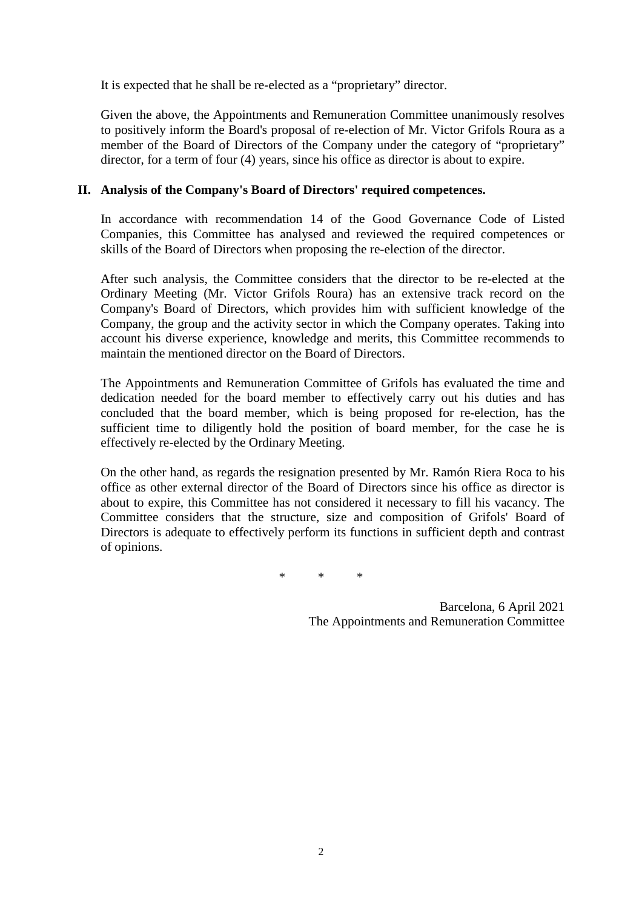It is expected that he shall be re-elected as a "proprietary" director.

Given the above, the Appointments and Remuneration Committee unanimously resolves to positively inform the Board's proposal of re-election of Mr. Victor Grifols Roura as a member of the Board of Directors of the Company under the category of "proprietary" director, for a term of four (4) years, since his office as director is about to expire.

## II. Analysis of the Company's Board of Directors' required competences.

In accordance with recommendation 14 of the Good Governance Code of Listed Companies, this Committee has analysed and reviewed the required competences or skills of the Board of Directors when proposing the re-election of the director.

After such analysis, the Committee considers that the director to be re-elected at the Ordinary Meeting (Mr. Victor Grifols Roura) has an extensive track record on the Company's Board of Directors, which provides him with sufficient knowledge of the Company, the group and the activity sector in which the Company operates. Taking into account his diverse experience, knowledge and merits, this Committee recommends to maintain the mentioned director on the Board of Directors.

The Appointments and Remuneration Committee of Grifols has evaluated the time and dedication needed for the board member to effectively carry out his duties and has concluded that the board member, which is being proposed for re-election, has the sufficient time to diligently hold the position of board member, for the case he is effectively re-elected by the Ordinary Meeting.

On the other hand, as regards the resignation presented by Mr. Ramón Riera Roca to his office as other external director of the Board of Directors since his office as director is about to expire, this Committee has not considered it necessary to fill his vacancy. The Committee considers that the structure, size and composition of Grifols' Board of Directors is adequate to effectively perform its functions in sufficient depth and contrast of opinions.

\* \* \*

Barcelona, 6 April 2021
The Appointments and Remuneration Committee